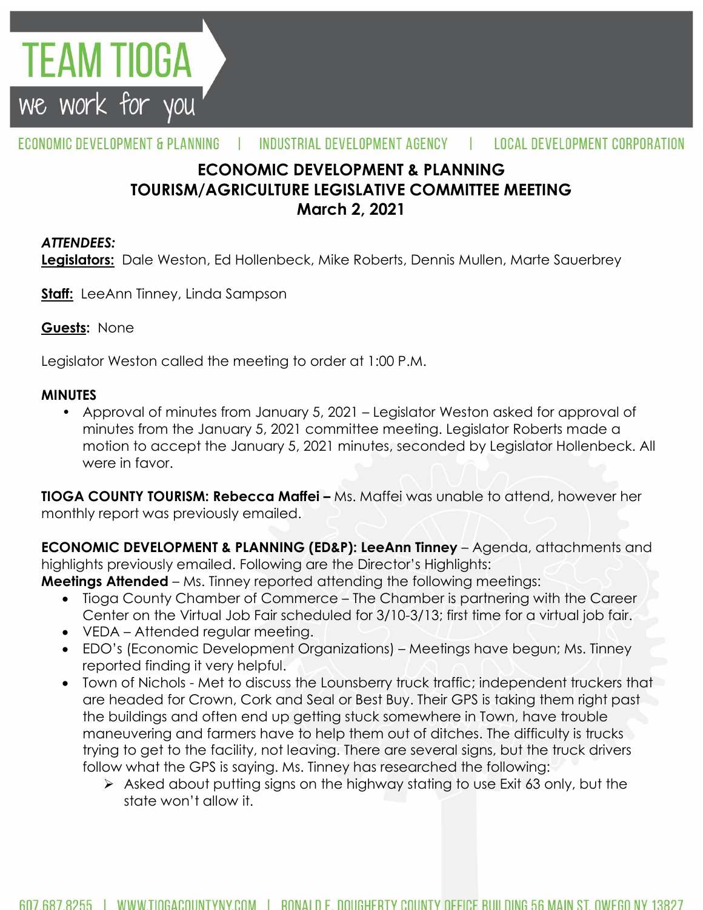# TEAM TIOGA

we work for you

ECONOMIC DEVELOPMENT & PLANNING | INDUSTRIAL DEVELOPMENT AGENCY | LOCAL DEVELOPMENT CORPORATION

## ECONOMIC DEVELOPMENT & PLANNING TOURISM/AGRICULTURE LEGISLATIVE COMMITTEE MEETING March 2, 2021

***ATTENDEES:***

**Legislators:** Dale Weston, Ed Hollenbeck, Mike Roberts, Dennis Mullen, Marte Sauerbrey

**Staff:** LeeAnn Tinney, Linda Sampson

**Guests:** None

Legislator Weston called the meeting to order at 1:00 P.M.

**MINUTES**

- Approval of minutes from January 5, 2021 – Legislator Weston asked for approval of minutes from the January 5, 2021 committee meeting. Legislator Roberts made a motion to accept the January 5, 2021 minutes, seconded by Legislator Hollenbeck. All were in favor.

**TIOGA COUNTY TOURISM: Rebecca Maffei –** Ms. Maffei was unable to attend, however her monthly report was previously emailed.

**ECONOMIC DEVELOPMENT & PLANNING (ED&P): LeeAnn Tinney** – Agenda, attachments and highlights previously emailed. Following are the Director's Highlights:

**Meetings Attended** – Ms. Tinney reported attending the following meetings:

- Tioga County Chamber of Commerce – The Chamber is partnering with the Career Center on the Virtual Job Fair scheduled for 3/10-3/13; first time for a virtual job fair.
- VEDA – Attended regular meeting.
- EDO's (Economic Development Organizations) – Meetings have begun; Ms. Tinney reported finding it very helpful.
- Town of Nichols - Met to discuss the Lounsberry truck traffic; independent truckers that are headed for Crown, Cork and Seal or Best Buy. Their GPS is taking them right past the buildings and often end up getting stuck somewhere in Town, have trouble maneuvering and farmers have to help them out of ditches. The difficulty is trucks trying to get to the facility, not leaving. There are several signs, but the truck drivers follow what the GPS is saying. Ms. Tinney has researched the following:
  - Asked about putting signs on the highway stating to use Exit 63 only, but the state won't allow it.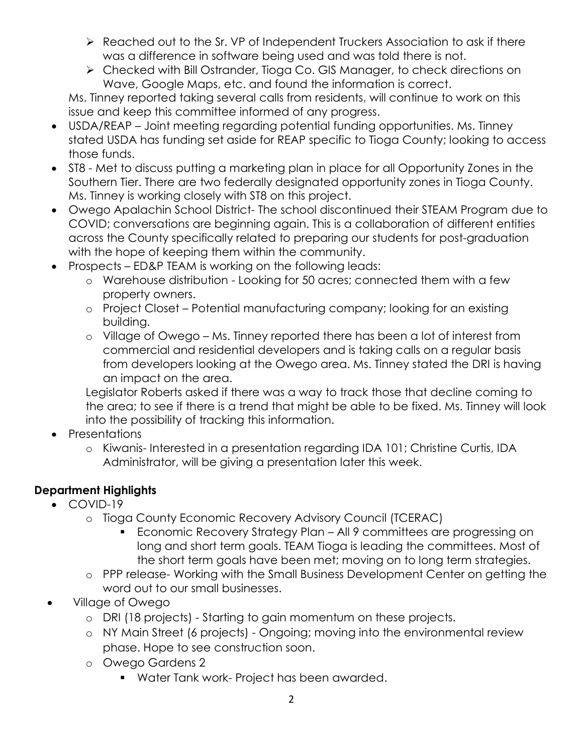- Reached out to the Sr. VP of Independent Truckers Association to ask if there was a difference in software being used and was told there is not.
  - Checked with Bill Ostrander, Tioga Co. GIS Manager, to check directions on Wave, Google Maps, etc. and found the information is correct.

  Ms. Tinney reported taking several calls from residents, will continue to work on this issue and keep this committee informed of any progress.

- USDA/REAP – Joint meeting regarding potential funding opportunities. Ms. Tinney stated USDA has funding set aside for REAP specific to Tioga County; looking to access those funds.
- ST8 - Met to discuss putting a marketing plan in place for all Opportunity Zones in the Southern Tier. There are two federally designated opportunity zones in Tioga County. Ms. Tinney is working closely with ST8 on this project.
- Owego Apalachin School District- The school discontinued their STEAM Program due to COVID; conversations are beginning again. This is a collaboration of different entities across the County specifically related to preparing our students for post-graduation with the hope of keeping them within the community.
- Prospects – ED&P TEAM is working on the following leads:
  - Warehouse distribution - Looking for 50 acres; connected them with a few property owners.
  - Project Closet – Potential manufacturing company; looking for an existing building.
  - Village of Owego – Ms. Tinney reported there has been a lot of interest from commercial and residential developers and is taking calls on a regular basis from developers looking at the Owego area. Ms. Tinney stated the DRI is having an impact on the area.

  Legislator Roberts asked if there was a way to track those that decline coming to the area; to see if there is a trend that might be able to be fixed. Ms. Tinney will look into the possibility of tracking this information.

- Presentations
  - Kiwanis- Interested in a presentation regarding IDA 101; Christine Curtis, IDA Administrator, will be giving a presentation later this week.

**Department Highlights**

- COVID-19
  - Tioga County Economic Recovery Advisory Council (TCERAC)
    - Economic Recovery Strategy Plan – All 9 committees are progressing on long and short term goals. TEAM Tioga is leading the committees. Most of the short term goals have been met; moving on to long term strategies.
  - PPP release- Working with the Small Business Development Center on getting the word out to our small businesses.
- Village of Owego
  - DRI (18 projects) - Starting to gain momentum on these projects.
  - NY Main Street (6 projects) - Ongoing; moving into the environmental review phase. Hope to see construction soon.
  - Owego Gardens 2
    - Water Tank work- Project has been awarded.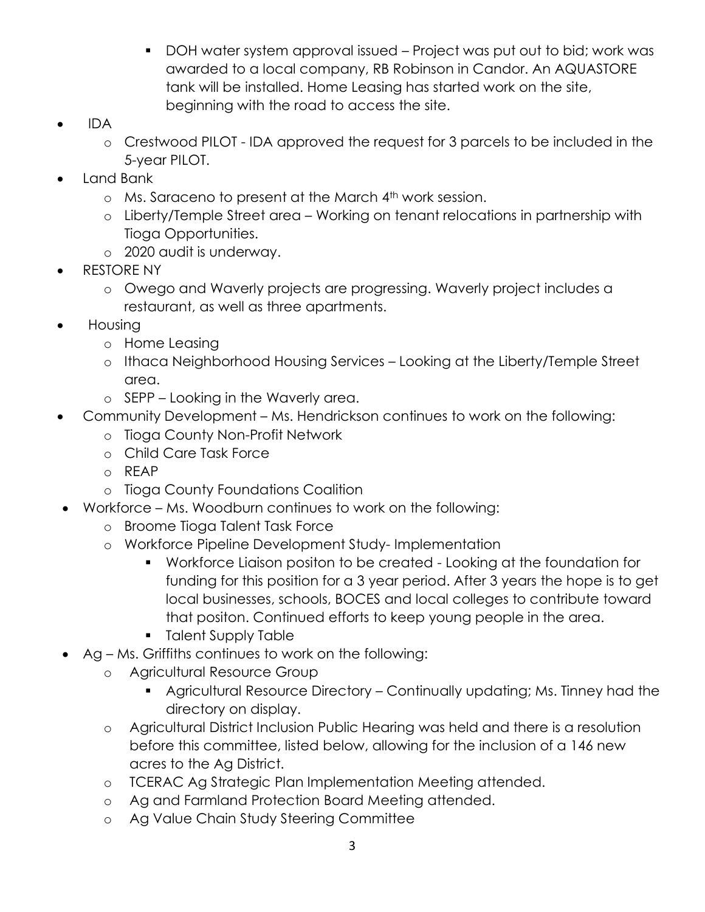- DOH water system approval issued – Project was put out to bid; work was awarded to a local company, RB Robinson in Candor. An AQUASTORE tank will be installed. Home Leasing has started work on the site, beginning with the road to access the site.
- IDA
  - Crestwood PILOT - IDA approved the request for 3 parcels to be included in the 5-year PILOT.
- Land Bank
  - Ms. Saraceno to present at the March 4th work session.
  - Liberty/Temple Street area – Working on tenant relocations in partnership with Tioga Opportunities.
  - 2020 audit is underway.
- RESTORE NY
  - Owego and Waverly projects are progressing. Waverly project includes a restaurant, as well as three apartments.
- Housing
  - Home Leasing
  - Ithaca Neighborhood Housing Services – Looking at the Liberty/Temple Street area.
  - SEPP – Looking in the Waverly area.
- Community Development – Ms. Hendrickson continues to work on the following:
  - Tioga County Non-Profit Network
  - Child Care Task Force
  - REAP
  - Tioga County Foundations Coalition
- Workforce – Ms. Woodburn continues to work on the following:
  - Broome Tioga Talent Task Force
  - Workforce Pipeline Development Study- Implementation
    - Workforce Liaison positon to be created - Looking at the foundation for funding for this position for a 3 year period. After 3 years the hope is to get local businesses, schools, BOCES and local colleges to contribute toward that positon. Continued efforts to keep young people in the area.
    - Talent Supply Table
- Ag – Ms. Griffiths continues to work on the following:
  - Agricultural Resource Group
    - Agricultural Resource Directory – Continually updating; Ms. Tinney had the directory on display.
  - Agricultural District Inclusion Public Hearing was held and there is a resolution before this committee, listed below, allowing for the inclusion of a 146 new acres to the Ag District.
  - TCERAC Ag Strategic Plan Implementation Meeting attended.
  - Ag and Farmland Protection Board Meeting attended.
  - Ag Value Chain Study Steering Committee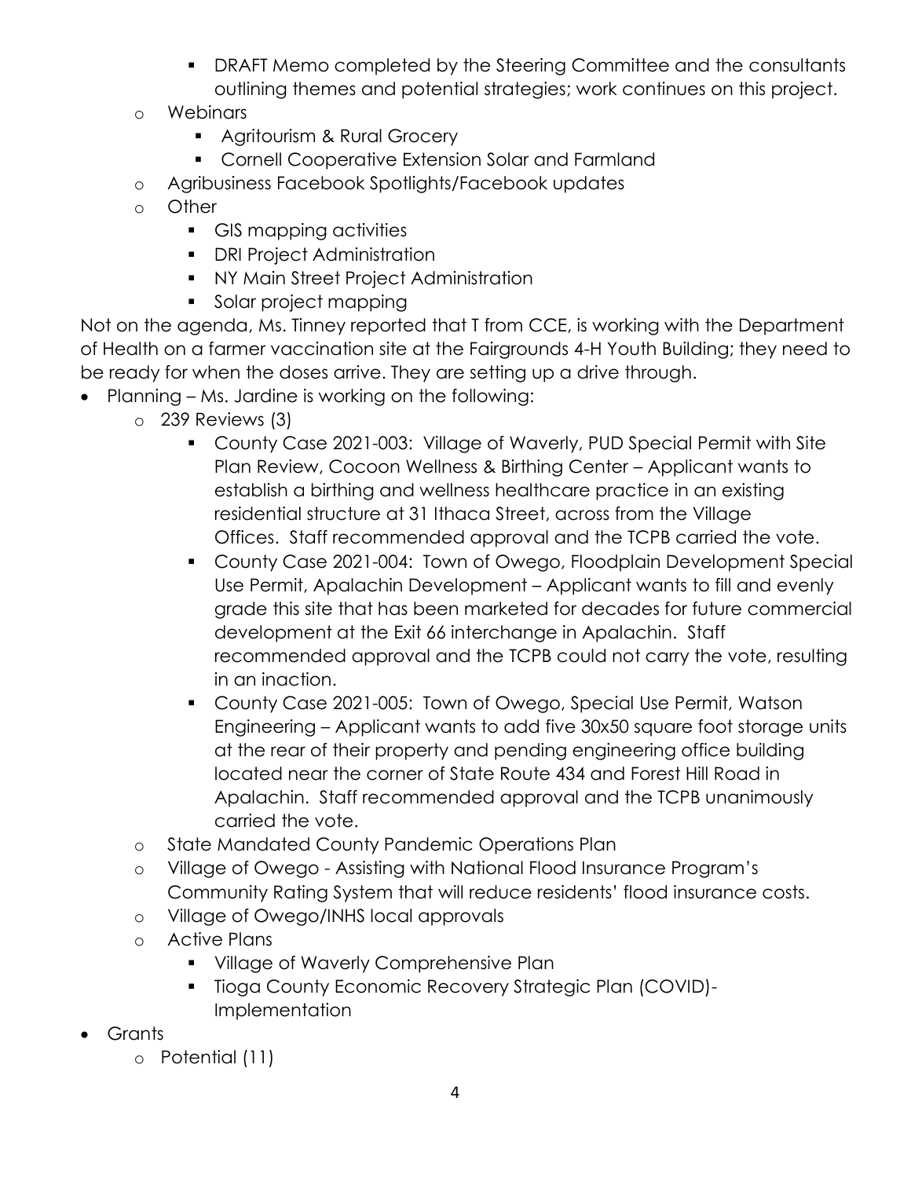- DRAFT Memo completed by the Steering Committee and the consultants outlining themes and potential strategies; work continues on this project.
    - Webinars
        - Agritourism & Rural Grocery
        - Cornell Cooperative Extension Solar and Farmland
    - Agribusiness Facebook Spotlights/Facebook updates
    - Other
        - GIS mapping activities
        - DRI Project Administration
        - NY Main Street Project Administration
        - Solar project mapping

Not on the agenda, Ms. Tinney reported that T from CCE, is working with the Department of Health on a farmer vaccination site at the Fairgrounds 4-H Youth Building; they need to be ready for when the doses arrive. They are setting up a drive through.

- Planning – Ms. Jardine is working on the following:
    - 239 Reviews (3)
        - County Case 2021-003: Village of Waverly, PUD Special Permit with Site Plan Review, Cocoon Wellness & Birthing Center – Applicant wants to establish a birthing and wellness healthcare practice in an existing residential structure at 31 Ithaca Street, across from the Village Offices. Staff recommended approval and the TCPB carried the vote.
        - County Case 2021-004: Town of Owego, Floodplain Development Special Use Permit, Apalachin Development – Applicant wants to fill and evenly grade this site that has been marketed for decades for future commercial development at the Exit 66 interchange in Apalachin. Staff recommended approval and the TCPB could not carry the vote, resulting in an inaction.
        - County Case 2021-005: Town of Owego, Special Use Permit, Watson Engineering – Applicant wants to add five 30x50 square foot storage units at the rear of their property and pending engineering office building located near the corner of State Route 434 and Forest Hill Road in Apalachin. Staff recommended approval and the TCPB unanimously carried the vote.
    - State Mandated County Pandemic Operations Plan
    - Village of Owego - Assisting with National Flood Insurance Program's Community Rating System that will reduce residents' flood insurance costs.
    - Village of Owego/INHS local approvals
    - Active Plans
        - Village of Waverly Comprehensive Plan
        - Tioga County Economic Recovery Strategic Plan (COVID)-Implementation
- Grants
    - Potential (11)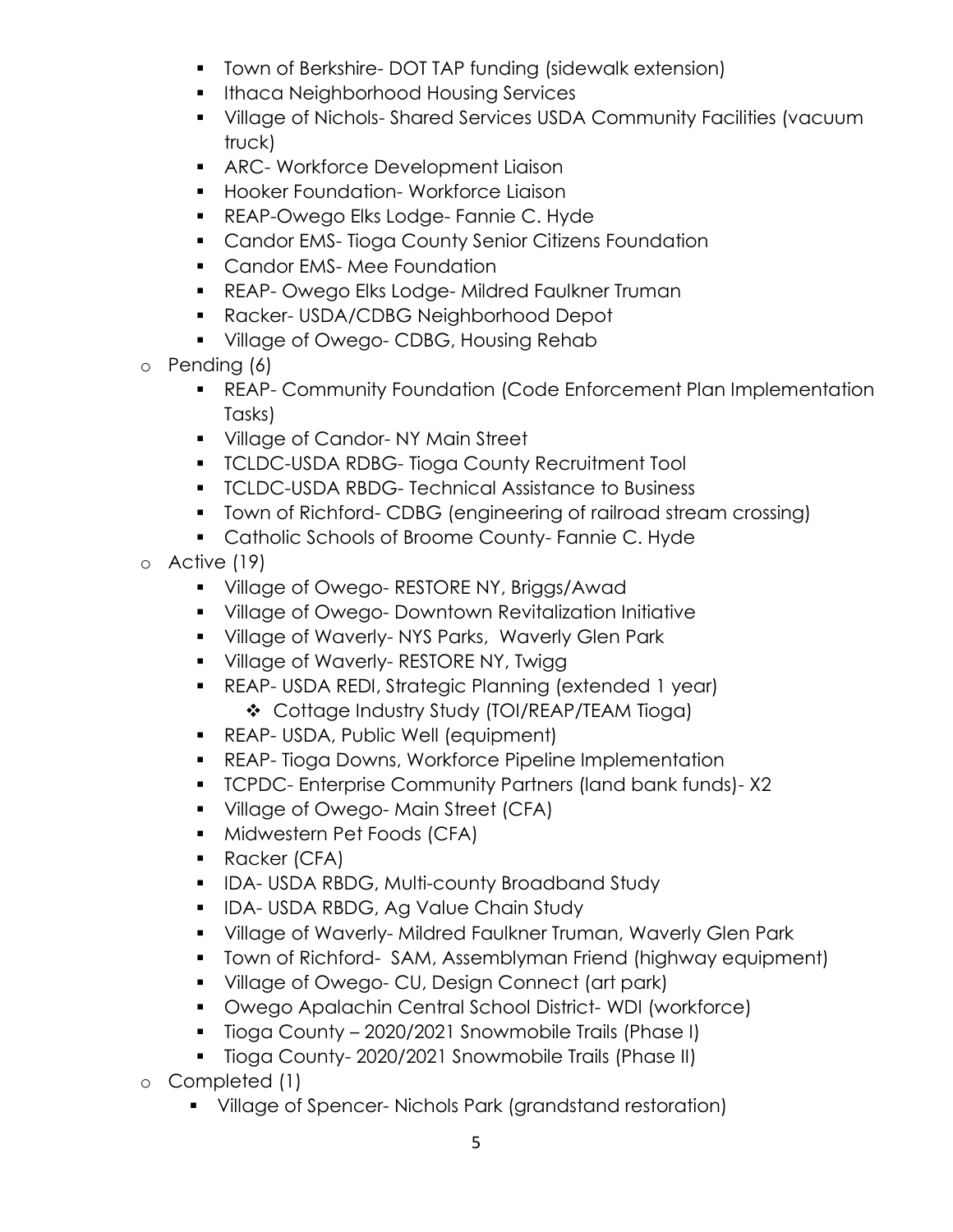- Town of Berkshire- DOT TAP funding (sidewalk extension)
    - Ithaca Neighborhood Housing Services
    - Village of Nichols- Shared Services USDA Community Facilities (vacuum truck)
    - ARC- Workforce Development Liaison
    - Hooker Foundation- Workforce Liaison
    - REAP-Owego Elks Lodge- Fannie C. Hyde
    - Candor EMS- Tioga County Senior Citizens Foundation
    - Candor EMS- Mee Foundation
    - REAP- Owego Elks Lodge- Mildred Faulkner Truman
    - Racker- USDA/CDBG Neighborhood Depot
    - Village of Owego- CDBG, Housing Rehab
- Pending (6)
    - REAP- Community Foundation (Code Enforcement Plan Implementation Tasks)
    - Village of Candor- NY Main Street
    - TCLDC-USDA RDBG- Tioga County Recruitment Tool
    - TCLDC-USDA RBDG- Technical Assistance to Business
    - Town of Richford- CDBG (engineering of railroad stream crossing)
    - Catholic Schools of Broome County- Fannie C. Hyde
- Active (19)
    - Village of Owego- RESTORE NY, Briggs/Awad
    - Village of Owego- Downtown Revitalization Initiative
    - Village of Waverly- NYS Parks, Waverly Glen Park
    - Village of Waverly- RESTORE NY, Twigg
    - REAP- USDA REDI, Strategic Planning (extended 1 year)
        - Cottage Industry Study (TOI/REAP/TEAM Tioga)
    - REAP- USDA, Public Well (equipment)
    - REAP- Tioga Downs, Workforce Pipeline Implementation
    - TCPDC- Enterprise Community Partners (land bank funds)- X2
    - Village of Owego- Main Street (CFA)
    - Midwestern Pet Foods (CFA)
    - Racker (CFA)
    - IDA- USDA RBDG, Multi-county Broadband Study
    - IDA- USDA RBDG, Ag Value Chain Study
    - Village of Waverly- Mildred Faulkner Truman, Waverly Glen Park
    - Town of Richford- SAM, Assemblyman Friend (highway equipment)
    - Village of Owego- CU, Design Connect (art park)
    - Owego Apalachin Central School District- WDI (workforce)
    - Tioga County – 2020/2021 Snowmobile Trails (Phase I)
    - Tioga County- 2020/2021 Snowmobile Trails (Phase II)
- Completed (1)
    - Village of Spencer- Nichols Park (grandstand restoration)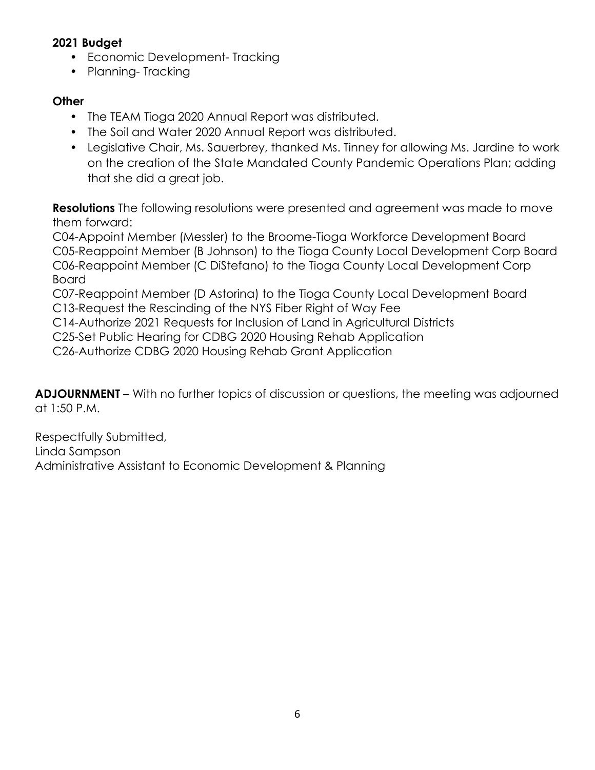**2021 Budget**

- Economic Development- Tracking
- Planning- Tracking

**Other**

- The TEAM Tioga 2020 Annual Report was distributed.
- The Soil and Water 2020 Annual Report was distributed.
- Legislative Chair, Ms. Sauerbrey, thanked Ms. Tinney for allowing Ms. Jardine to work on the creation of the State Mandated County Pandemic Operations Plan; adding that she did a great job.

**Resolutions** The following resolutions were presented and agreement was made to move them forward:

C04-Appoint Member (Messler) to the Broome-Tioga Workforce Development Board
C05-Reappoint Member (B Johnson) to the Tioga County Local Development Corp Board
C06-Reappoint Member (C DiStefano) to the Tioga County Local Development Corp Board
C07-Reappoint Member (D Astorina) to the Tioga County Local Development Board
C13-Request the Rescinding of the NYS Fiber Right of Way Fee
C14-Authorize 2021 Requests for Inclusion of Land in Agricultural Districts
C25-Set Public Hearing for CDBG 2020 Housing Rehab Application
C26-Authorize CDBG 2020 Housing Rehab Grant Application

**ADJOURNMENT** – With no further topics of discussion or questions, the meeting was adjourned at 1:50 P.M.

Respectfully Submitted,
Linda Sampson
Administrative Assistant to Economic Development & Planning